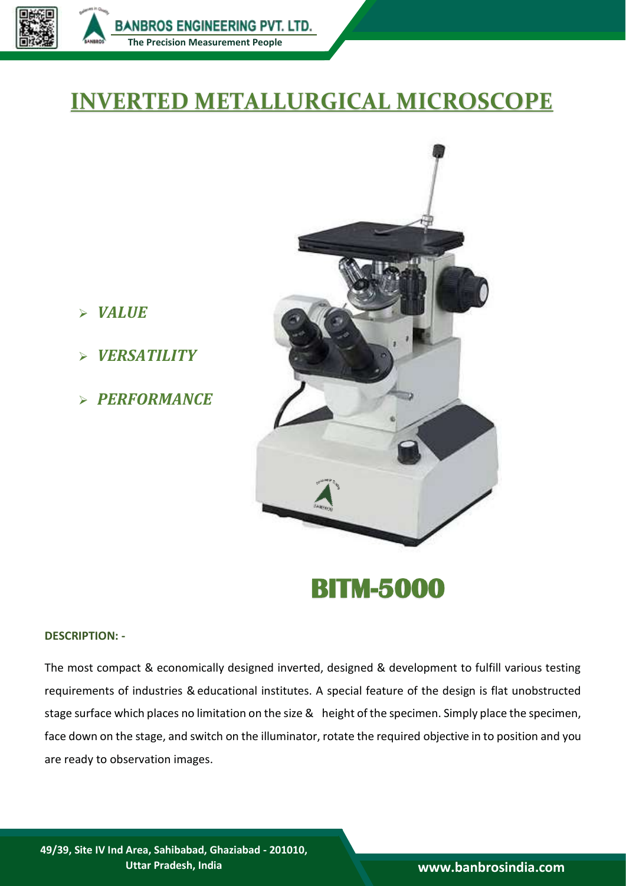# INVERTED METALLURGICAL MICROSCOPE

- ***VALUE***
- ***VERSATILITY***
- ***PERFORMANCE***

## BITM-5000

**DESCRIPTION: -**

The most compact & economically designed inverted, designed & development to fulfill various testing requirements of industries & educational institutes. A special feature of the design is flat unobstructed stage surface which places no limitation on the size & height of the specimen. Simply place the specimen, face down on the stage, and switch on the illuminator, rotate the required objective in to position and you are ready to observation images.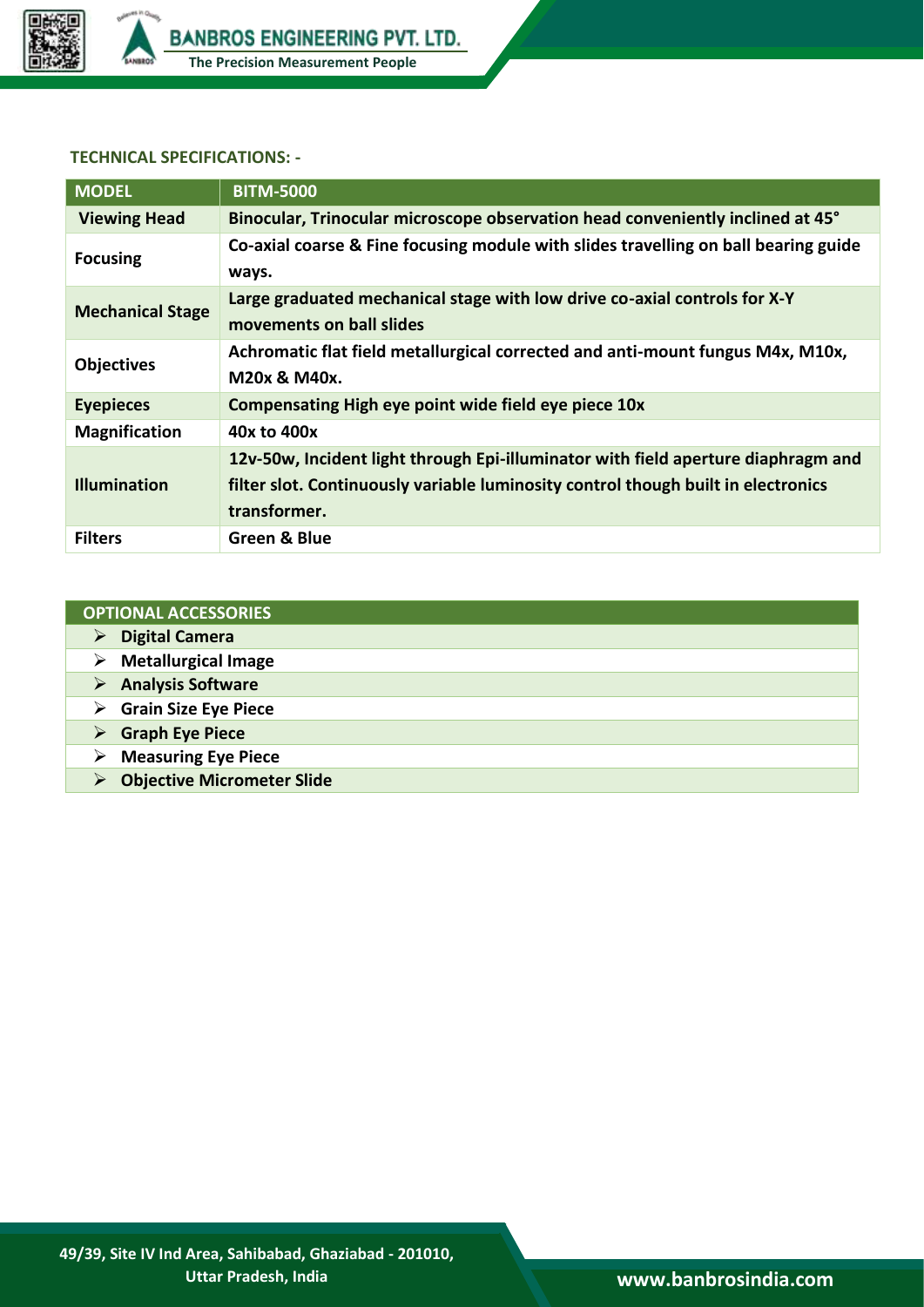**TECHNICAL SPECIFICATIONS: -**

| MODEL | BITM-5000 |
|---|---|
| Viewing Head | Binocular, Trinocular microscope observation head conveniently inclined at 45° |
| Focusing | Co-axial coarse & Fine focusing module with slides travelling on ball bearing guide ways. |
| Mechanical Stage | Large graduated mechanical stage with low drive co-axial controls for X-Y movements on ball slides |
| Objectives | Achromatic flat field metallurgical corrected and anti-mount fungus M4x, M10x, M20x & M40x. |
| Eyepieces | Compensating High eye point wide field eye piece 10x |
| Magnification | 40x to 400x |
| Illumination | 12v-50w, Incident light through Epi-illuminator with field aperture diaphragm and filter slot. Continuously variable luminosity control though built in electronics transformer. |
| Filters | Green & Blue |

| OPTIONAL ACCESSORIES |
|---|
| ➢ Digital Camera |
| ➢ Metallurgical Image |
| ➢ Analysis Software |
| ➢ Grain Size Eye Piece |
| ➢ Graph Eye Piece |
| ➢ Measuring Eye Piece |
| ➢ Objective Micrometer Slide |